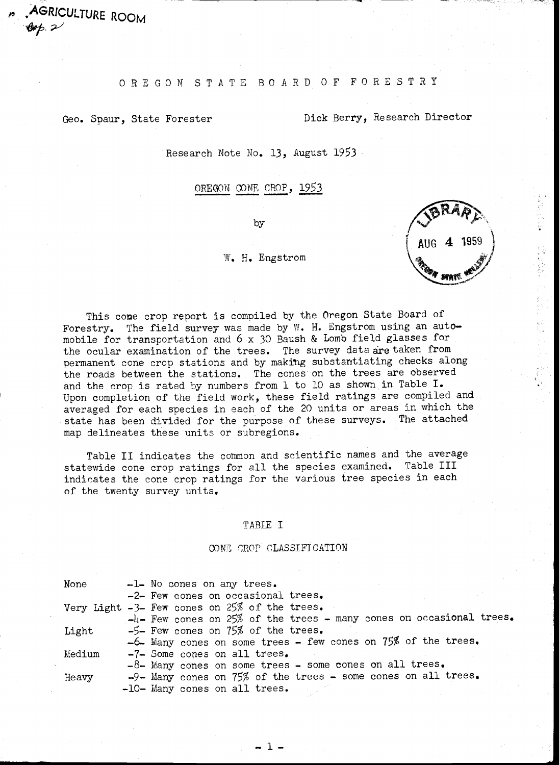AGRICULTURE ROOM

# OREGON STATE BOARD OF FORESTRY

Geo. Spaur, State Forester — Dick Berry, Research Director

Research Note No. 13, August 1953

## OREGON CONE CROP, 1953

by

W. H. Engstrom

LIBRARY AUG 4 1959 OREGON STATE COLLEGE

This cone crop report is compiled by the Oregon State Board of Forestry. The field survey was made by W. H. Engstrom using an automobile for transportation and 6 x 30 Baush & Lomb field glasses for the ocular examination of the trees. The survey data are taken from permanent cone crop stations and by making substantiating checks along the roads between the stations. The cones on the trees are observed and the crop is rated by numbers from 1 to 10 as shown in Table I. Upon completion of the field work, these field ratings are compiled and averaged for each species in each of the 20 units or areas in which the state has been divided for the purpose of these surveys. The attached map delineates these units or subregions.

Table II indicates the common and scientific names and the average statewide cone crop ratings for all the species examined. Table III indicates the cone crop ratings for the various tree species in each of the twenty survey units.

### TABLE I

### CONE CROP CLASSIFICATION

| Class | Rating | Description |
|---|---|---|
| None | -1- | No cones on any trees. |
| | -2- | Few cones on occasional trees. |
| Very Light | -3- | Few cones on 25% of the trees. |
| | -4- | Few cones on 25% of the trees - many cones on occasional trees. |
| Light | -5- | Few cones on 75% of the trees. |
| | -6- | Many cones on some trees - few cones on 75% of the trees. |
| Medium | -7- | Some cones on all trees. |
| | -8- | Many cones on some trees - some cones on all trees. |
| Heavy | -9- | Many cones on 75% of the trees - some cones on all trees. |
| | -10- | Many cones on all trees. |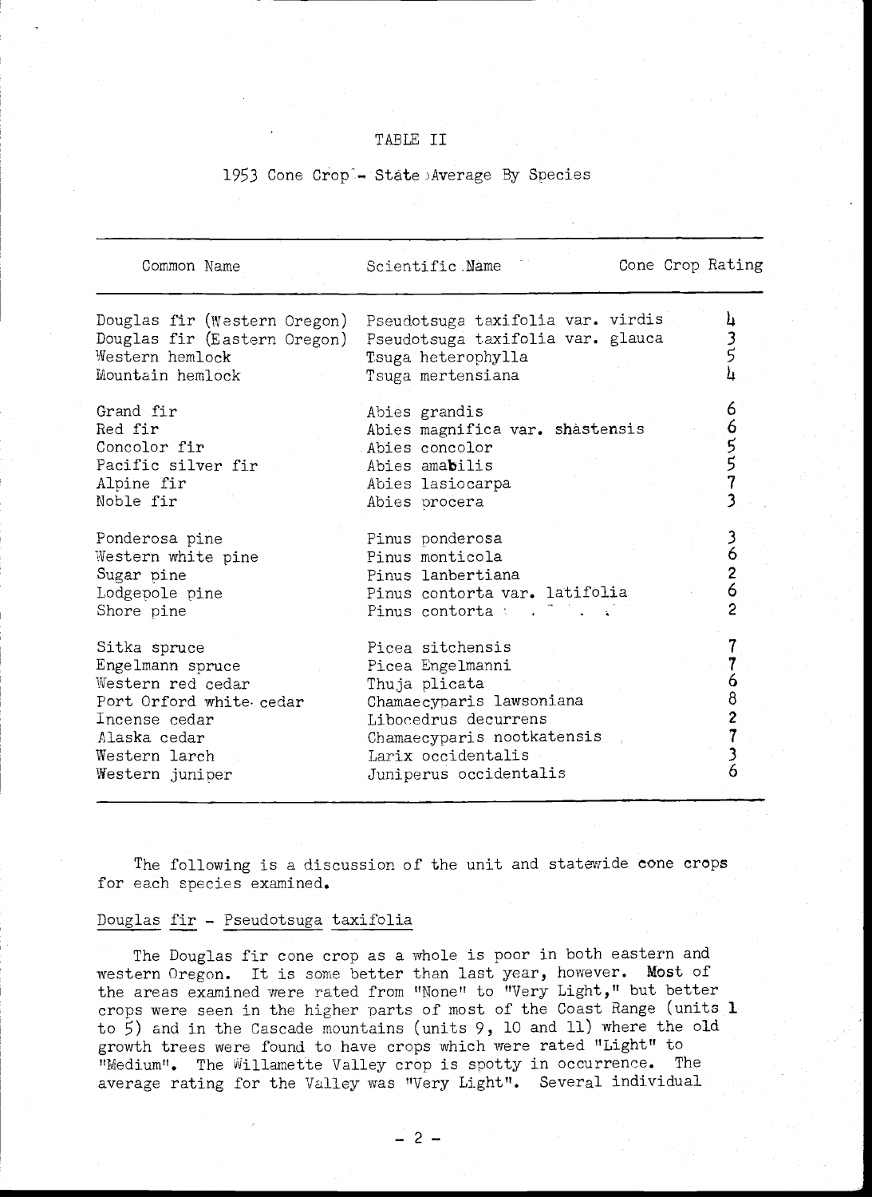# TABLE II

## 1953 Cone Crop - State Average By Species

| Common Name | Scientific Name | Cone Crop Rating |
|---|---|---|
| Douglas fir (Western Oregon) | Pseudotsuga taxifolia var. virdis | 4 |
| Douglas fir (Eastern Oregon) | Pseudotsuga taxifolia var. glauca | 3 |
| Western hemlock | Tsuga heterophylla | 5 |
| Mountain hemlock | Tsuga mertensiana | 4 |
| Grand fir | Abies grandis | 6 |
| Red fir | Abies magnifica var. shastensis | 6 |
| Concolor fir | Abies concolor | 5 |
| Pacific silver fir | Abies amabilis | 5 |
| Alpine fir | Abies lasiocarpa | 7 |
| Noble fir | Abies procera | 3 |
| Ponderosa pine | Pinus ponderosa | 3 |
| Western white pine | Pinus monticola | 6 |
| Sugar pine | Pinus lanbertiana | 2 |
| Lodgepole pine | Pinus contorta var. latifolia | 6 |
| Shore pine | Pinus contorta | 2 |
| Sitka spruce | Picea sitchensis | 7 |
| Engelmann spruce | Picea Engelmanni | 7 |
| Western red cedar | Thuja plicata | 6 |
| Port Orford white cedar | Chamaecyparis lawsoniana | 8 |
| Incense cedar | Libocedrus decurrens | 2 |
| Alaska cedar | Chamaecyparis nootkatensis | 7 |
| Western larch | Larix occidentalis | 3 |
| Western juniper | Juniperus occidentalis | 6 |

The following is a discussion of the unit and statewide cone crops for each species examined.

Douglas fir - Pseudotsuga taxifolia

The Douglas fir cone crop as a whole is poor in both eastern and western Oregon. It is some better than last year, however. Most of the areas examined were rated from "None" to "Very Light," but better crops were seen in the higher parts of most of the Coast Range (units 1 to 5) and in the Cascade mountains (units 9, 10 and 11) where the old growth trees were found to have crops which were rated "Light" to "Medium". The Willamette Valley crop is spotty in occurrence. The average rating for the Valley was "Very Light". Several individual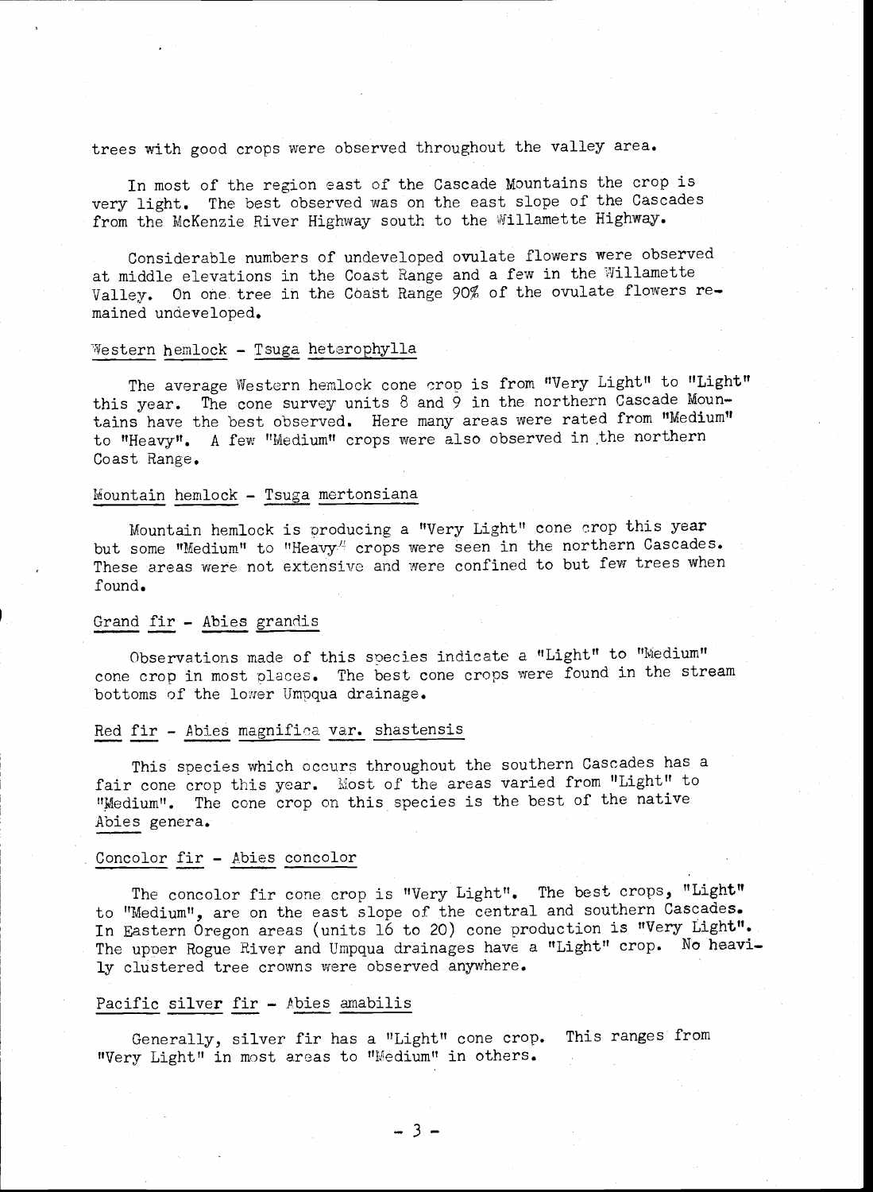trees with good crops were observed throughout the valley area.

In most of the region east of the Cascade Mountains the crop is very light. The best observed was on the east slope of the Cascades from the McKenzie River Highway south to the Willamette Highway.

Considerable numbers of undeveloped ovulate flowers were observed at middle elevations in the Coast Range and a few in the Willamette Valley. On one tree in the Coast Range 90% of the ovulate flowers remained undeveloped.

## Western hemlock - Tsuga heterophylla

The average Western hemlock cone crop is from "Very Light" to "Light" this year. The cone survey units 8 and 9 in the northern Cascade Mountains have the best observed. Here many areas were rated from "Medium" to "Heavy". A few "Medium" crops were also observed in the northern Coast Range.

## Mountain hemlock - Tsuga mertonsiana

Mountain hemlock is producing a "Very Light" cone crop this year but some "Medium" to "Heavy" crops were seen in the northern Cascades. These areas were not extensive and were confined to but few trees when found.

## Grand fir - Abies grandis

Observations made of this species indicate a "Light" to "Medium" cone crop in most places. The best cone crops were found in the stream bottoms of the lower Umpqua drainage.

## Red fir - Abies magnifica var. shastensis

This species which occurs throughout the southern Cascades has a fair cone crop this year. Most of the areas varied from "Light" to "Medium". The cone crop on this species is the best of the native Abies genera.

## Concolor fir - Abies concolor

The concolor fir cone crop is "Very Light". The best crops, "Light" to "Medium", are on the east slope of the central and southern Cascades. In Eastern Oregon areas (units 16 to 20) cone production is "Very Light". The upper Rogue River and Umpqua drainages have a "Light" crop. No heavily clustered tree crowns were observed anywhere.

## Pacific silver fir - Abies amabilis

Generally, silver fir has a "Light" cone crop. This ranges from "Very Light" in most areas to "Medium" in others.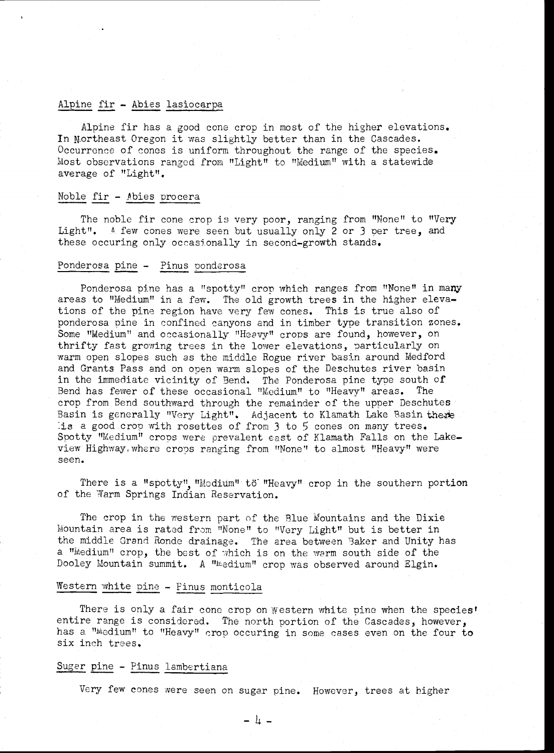## Alpine fir - Abies lasiocarpa

Alpine fir has a good cone crop in most of the higher elevations. In Northeast Oregon it was slightly better than in the Cascades. Occurrence of cones is uniform throughout the range of the species. Most observations ranged from "Light" to "Medium" with a statewide average of "Light".

## Noble fir - Abies procera

The noble fir cone crop is very poor, ranging from "None" to "Very Light". A few cones were seen but usually only 2 or 3 per tree, and these occuring only occasionally in second-growth stands.

## Ponderosa pine - Pinus ponderosa

Ponderosa pine has a "spotty" crop which ranges from "None" in many areas to "Medium" in a few. The old growth trees in the higher elevations of the pine region have very few cones. This is true also of ponderosa pine in confined canyons and in timber type transition zones. Some "Medium" and occasionally "Heavy" crops are found, however, on thrifty fast growing trees in the lower elevations, particularly on warm open slopes such as the middle Rogue river basin around Medford and Grants Pass and on open warm slopes of the Deschutes river basin in the immediate vicinity of Bend. The Ponderosa pine type south of Bend has fewer of these occasional "Medium" to "Heavy" areas. The crop from Bend southward through the remainder of the upper Deschutes Basin is generally "Very Light". Adjacent to Klamath Lake Basin there is a good crop with rosettes of from 3 to 5 cones on many trees. Spotty "Medium" crops were prevalent east of Klamath Falls on the Lakeview Highway, where crops ranging from "None" to almost "Heavy" were seen.

There is a "spotty", "Medium" to "Heavy" crop in the southern portion of the Warm Springs Indian Reservation.

The crop in the western part of the Blue Mountains and the Dixie Mountain area is rated from "None" to "Very Light" but is better in the middle Grand Ronde drainage. The area between Baker and Unity has a "Medium" crop, the best of which is on the warm south side of the Dooley Mountain summit. A "Medium" crop was observed around Elgin.

## Western white pine - Pinus monticola

There is only a fair cone crop on Western white pine when the species' entire range is considered. The north portion of the Cascades, however, has a "Medium" to "Heavy" crop occuring in some cases even on the four to six inch trees.

## Sugar pine - Pinus lambertiana

Very few cones were seen on sugar pine. However, trees at higher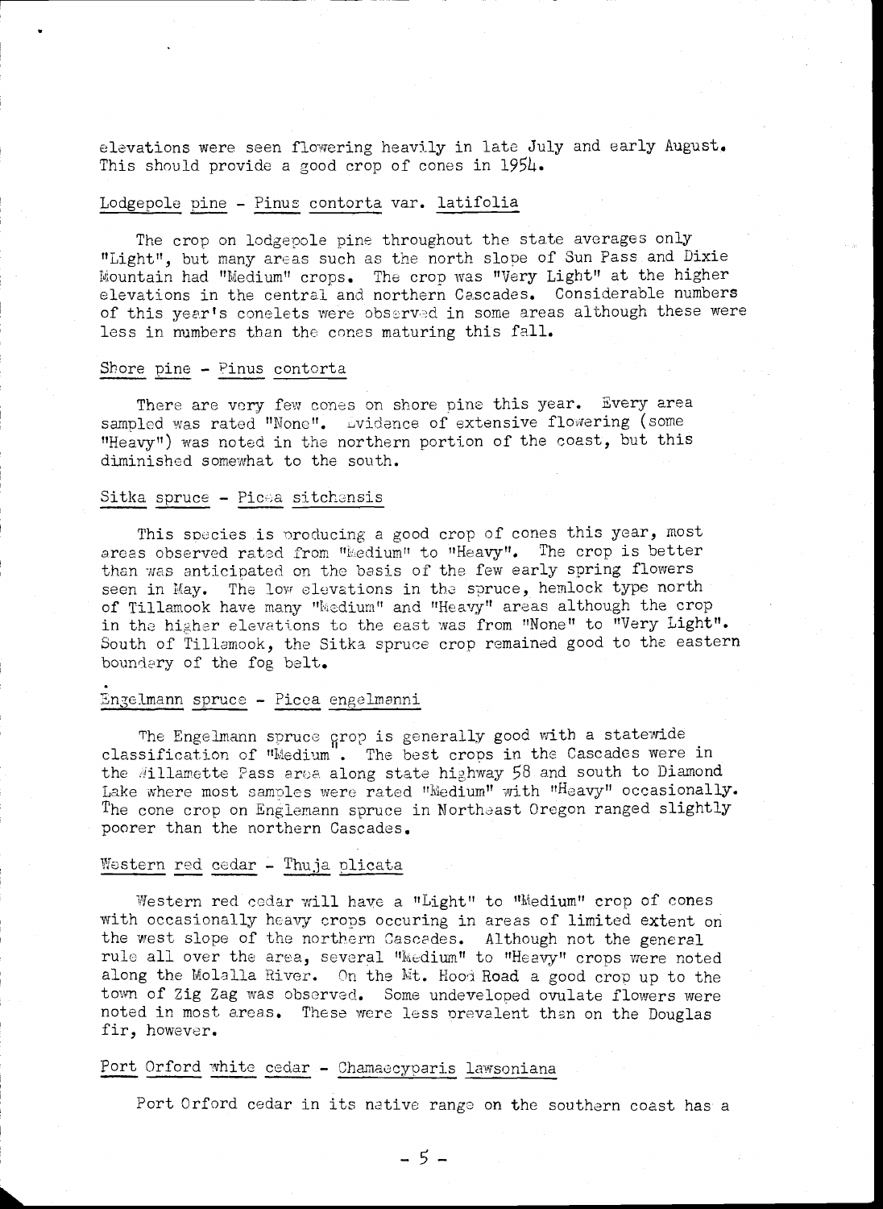elevations were seen flowering heavily in late July and early August. This should provide a good crop of cones in 1954.

## Lodgepole pine - *Pinus contorta* var. *latifolia*

The crop on lodgepole pine throughout the state averages only "Light", but many areas such as the north slope of Sun Pass and Dixie Mountain had "Medium" crops. The crop was "Very Light" at the higher elevations in the central and northern Cascades. Considerable numbers of this year's conelets were observed in some areas although these were less in numbers than the cones maturing this fall.

## Shore pine - *Pinus contorta*

There are very few cones on shore pine this year. Every area sampled was rated "None". Evidence of extensive flowering (some "Heavy") was noted in the northern portion of the coast, but this diminished somewhat to the south.

## Sitka spruce - *Picea sitchensis*

This species is producing a good crop of cones this year, most areas observed rated from "Medium" to "Heavy". The crop is better than was anticipated on the basis of the few early spring flowers seen in May. The low elevations in the spruce, hemlock type north of Tillamook have many "Medium" and "Heavy" areas although the crop in the higher elevations to the east was from "None" to "Very Light". South of Tillamook, the Sitka spruce crop remained good to the eastern boundary of the fog belt.

## Engelmann spruce - *Picea engelmanni*

The Engelmann spruce crop is generally good with a statewide classification of "Medium". The best crops in the Cascades were in the Willamette Pass area along state highway 58 and south to Diamond Lake where most samples were rated "Medium" with "Heavy" occasionally. The cone crop on Englemann spruce in Northeast Oregon ranged slightly poorer than the northern Cascades.

## Western red cedar - *Thuja plicata*

Western red cedar will have a "Light" to "Medium" crop of cones with occasionally heavy crops occuring in areas of limited extent on the west slope of the northern Cascades. Although not the general rule all over the area, several "Medium" to "Heavy" crops were noted along the Molalla River. On the Mt. Hood Road a good crop up to the town of Zig Zag was observed. Some undeveloped ovulate flowers were noted in most areas. These were less prevalent than on the Douglas fir, however.

## Port Orford white cedar - *Chamaecyparis lawsoniana*

Port Orford cedar in its native range on the southern coast has a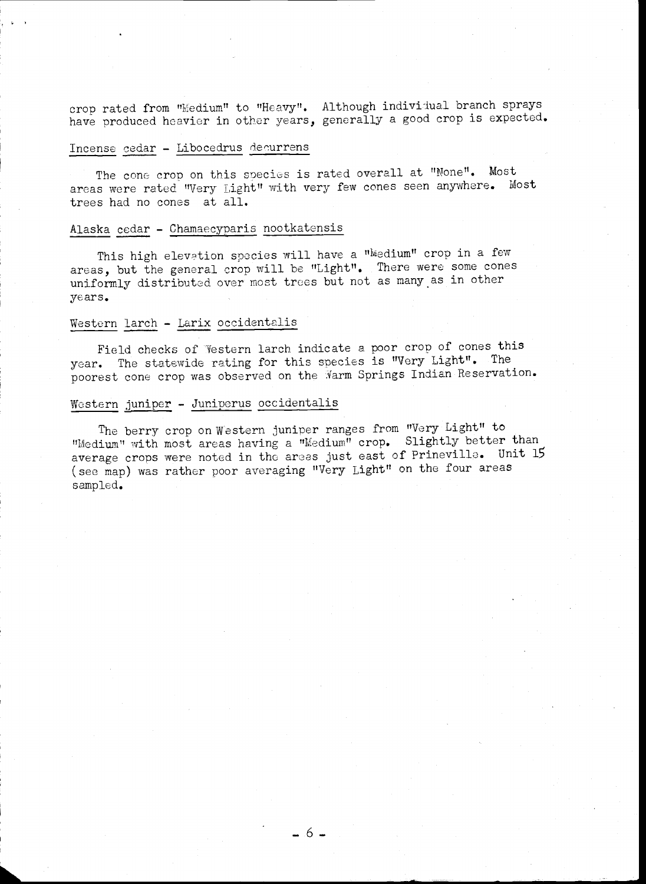crop rated from "Medium" to "Heavy". Although individual branch sprays have produced heavier in other years, generally a good crop is expected.

Incense cedar - Libocedrus decurrens

The cone crop on this species is rated overall at "None". Most areas were rated "Very Light" with very few cones seen anywhere. Most trees had no cones at all.

Alaska cedar - Chamaecyparis nootkatensis

This high elevation species will have a "Medium" crop in a few areas, but the general crop will be "Light". There were some cones uniformly distributed over most trees but not as many as in other years.

Western larch - Larix occidentalis

Field checks of Western larch indicate a poor crop of cones this year. The statewide rating for this species is "Very Light". The poorest cone crop was observed on the Warm Springs Indian Reservation.

Western juniper - Juniperus occidentalis

The berry crop on Western juniper ranges from "Very Light" to "Medium" with most areas having a "Medium" crop. Slightly better than average crops were noted in the areas just east of Prineville. Unit 15 (see map) was rather poor averaging "Very Light" on the four areas sampled.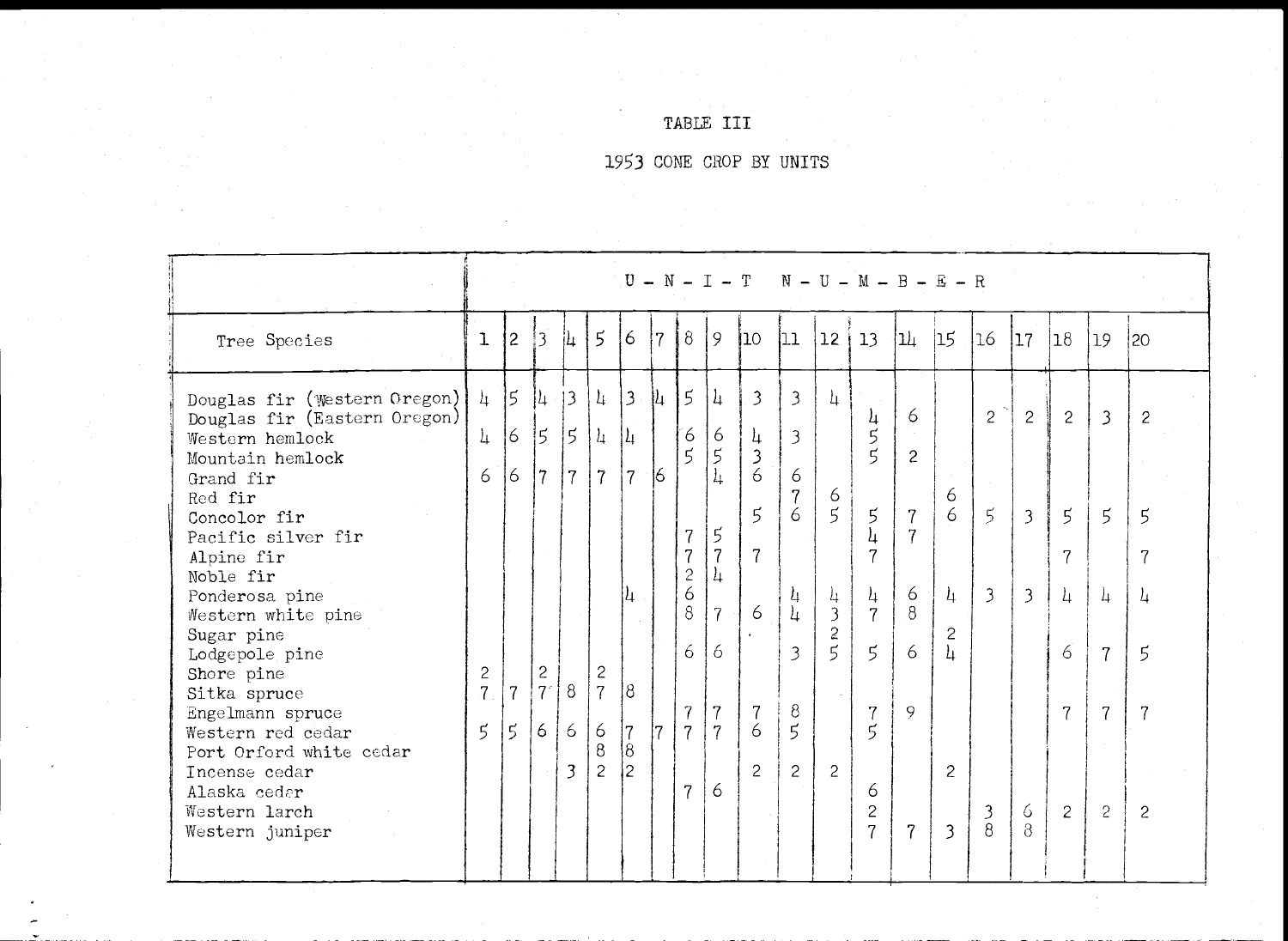# TABLE III

## 1953 CONE CROP BY UNITS

| Tree Species | U-N-I-T N-U-M-B-E-R | | | | | | | | | | | | | | | | | | | |
|---|---|---|---|---|---|---|---|---|---|---|---|---|---|---|---|---|---|---|---|---|
| | 1 | 2 | 3 | 4 | 5 | 6 | 7 | 8 | 9 | 10 | 11 | 12 | 13 | 14 | 15 | 16 | 17 | 18 | 19 | 20 |
| Douglas fir (Western Oregon) | 4 | 5 | 4 | 3 | 4 | 3 | 4 | 5 | 4 | 3 | 3 | 4 | | | | | | | | |
| Douglas fir (Eastern Oregon) | | | | | | | | | | | | | 4 | 6 | | 2 | 2 | 2 | 3 | 2 |
| Western hemlock | 4 | 6 | 5 | 5 | 4 | 4 | | 6 | 6 | 4 | 3 | | 5 | | | | | | | |
| Mountain hemlock | | | | | | | | 5 | 5 | 3 | | | 5 | 2 | | | | | | |
| Grand fir | 6 | 6 | 7 | 7 | 7 | 7 | 6 | | 4 | 6 | 6 | | | | | | | | | |
| Red fir | | | | | | | | | | | 7 | 6 | | | 6 | | | | | |
| Concolor fir | | | | | | | | | | 5 | 6 | 5 | 5 | 7 | 6 | 5 | 3 | 5 | 5 | 5 |
| Pacific silver fir | | | | | | | | 7 | 5 | | | | 4 | 7 | | | | | | |
| Alpine fir | | | | | | | | 7 | 7 | 7 | | | 7 | | | | | 7 | | 7 |
| Noble fir | | | | | | | | 2 | 4 | | | | | | | | | | | |
| Ponderosa pine | | | | | | 4 | | 6 | | | 4 | 4 | 4 | 6 | 4 | 3 | 3 | 4 | 4 | 4 |
| Western white pine | | | | | | | | 8 | 7 | 6 | 4 | 3 | 7 | 8 | | | | | | |
| Sugar pine | | | | | | | | | | | | 2 | | | 2 | | | | | |
| Lodgepole pine | | | | | | | | 6 | 6 | | 3 | 5 | 5 | 6 | 4 | | | 6 | 7 | 5 |
| Shore pine | 2 | | 2 | | 2 | | | | | | | | | | | | | | | |
| Sitka spruce | 7 | 7 | 7 | 8 | 7 | 8 | | | | | | | | | | | | | | |
| Engelmann spruce | | | | | | | | 7 | 7 | 7 | 8 | | 7 | 9 | | | | 7 | 7 | 7 |
| Western red cedar | 5 | 5 | 6 | 6 | 6 | 7 | 7 | 7 | 7 | 6 | 5 | | 5 | | | | | | | |
| Port Orford white cedar | | | | | 8 | 8 | | | | | | | | | | | | | | |
| Incense cedar | | | | 3 | 2 | 2 | | | | 2 | 2 | 2 | | | 2 | | | | | |
| Alaska cedar | | | | | | | | 7 | 6 | | | | 6 | | | | | | | |
| Western larch | | | | | | | | | | | | | 2 | | | 3 | 6 | 2 | 2 | 2 |
| Western juniper | | | | | | | | | | | | | 7 | 7 | 3 | 8 | 8 | | | |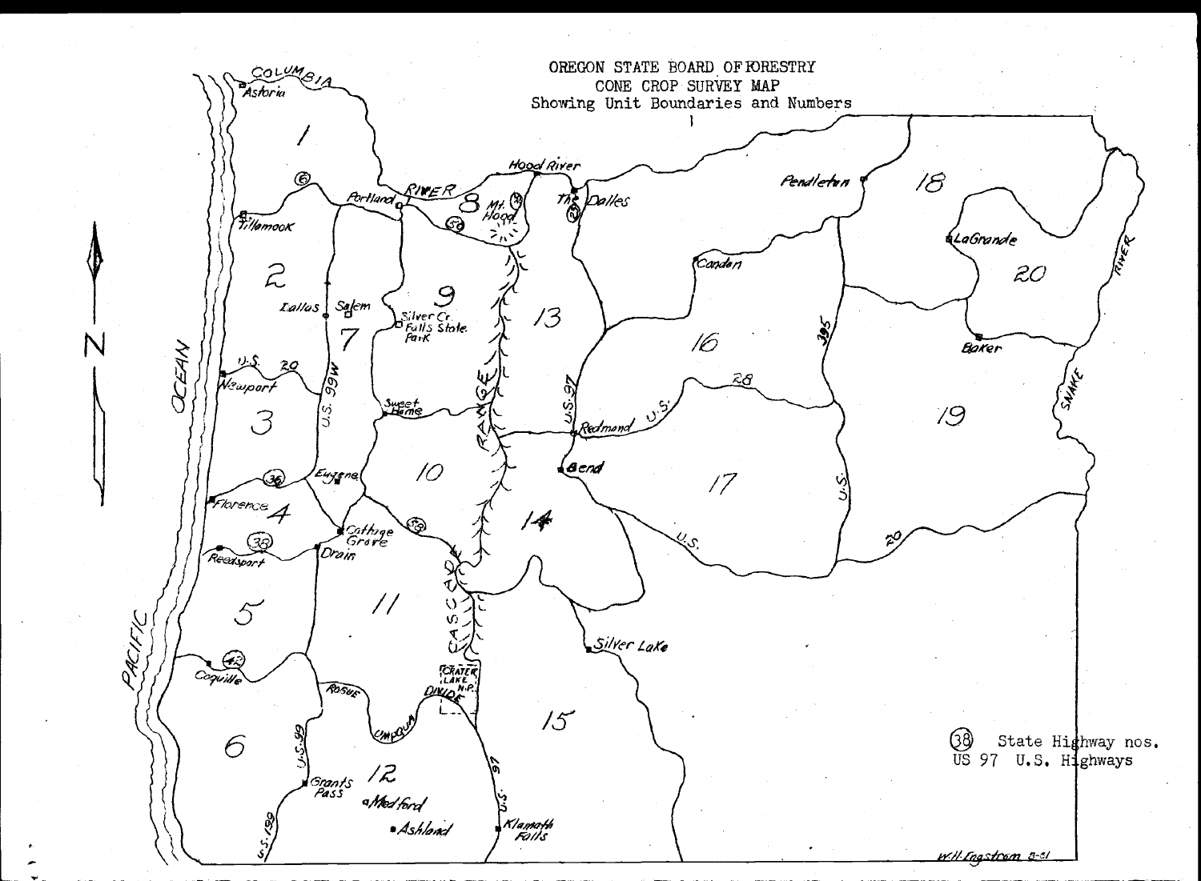# OREGON STATE BOARD OF FORESTRY
## CONE CROP SURVEY MAP
### Showing Unit Boundaries and Numbers

COLUMBIA
Astoria
1
6
Tillamook
Portland
RIVER
8
Mt. Hood
35
50
Hood River
The Dalles
97
Pendleton
18
LaGrande
20
RIVER
2
Dallas
Salem
7
9
Silver Cr. Falls State Park
13
Condon
16
395
Baker
U.S. 20
Newport
U.S. 99W
Sweet Home
RANGE
U.S. 97
Redmond
U.S. 28
19
SNAKE
3
Eugene
10
Bend
17
U.S.
Florence
4
36
Cottage Grove
58
14
U.S.
20
Reedsport
38
Drain
CASCADE
5
11
Silver Lake
Coquille
42
ROGUE
UMPQUA
CRATER LAKE N.P.
DIVIDE
15
6
U.S. 99
Grants Pass
12
Medford
Ashland
U.S. 97
Klamath Falls
U.S. 199
PACIFIC
OCEAN
N

(38) State Highway nos.
US 97 U.S. Highways

W.H. Engstrom 5-51